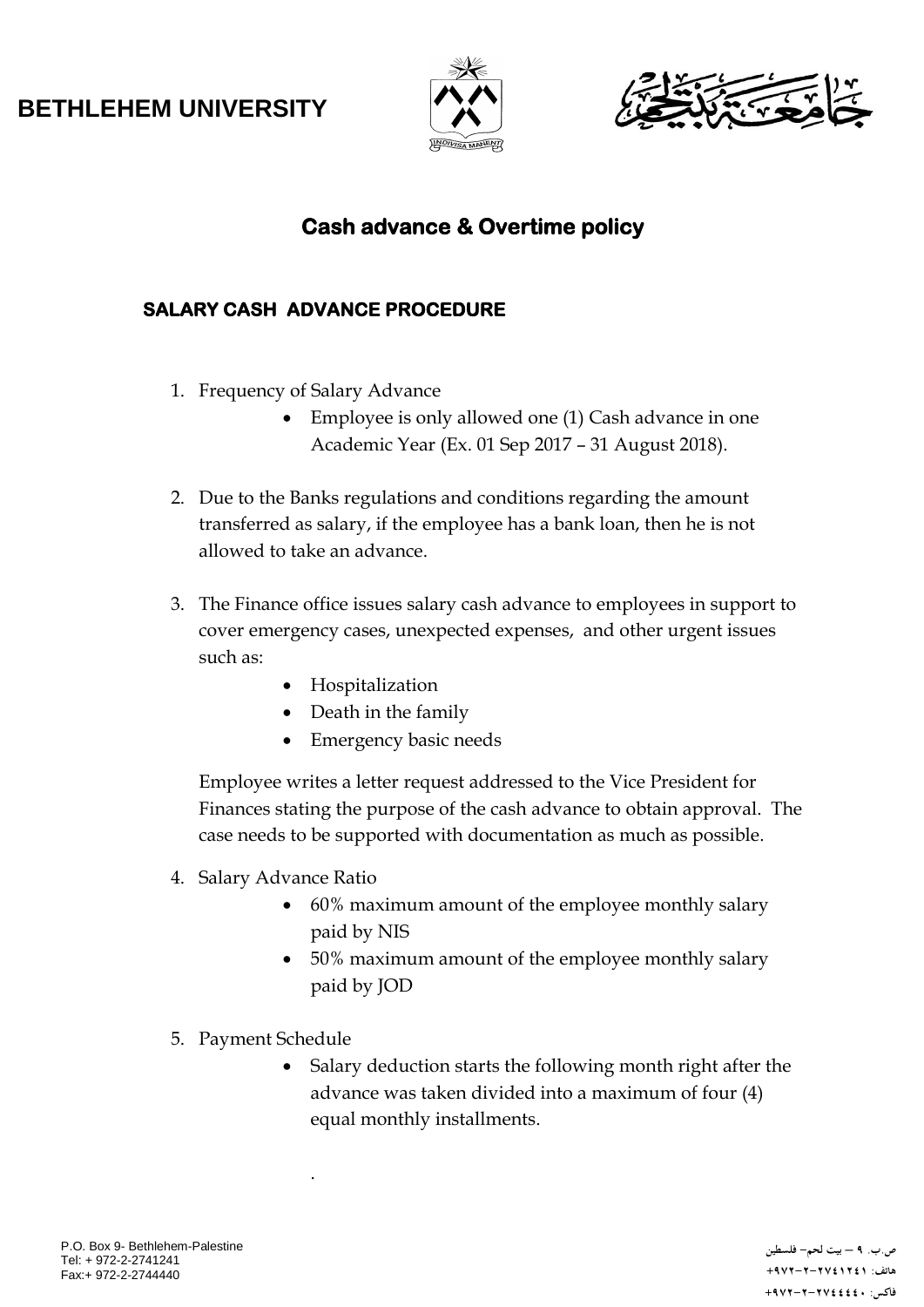**BETHLEHEM UNIVERSITY**

جامعة بيت لحم

# Cash advance & Overtime policy

## SALARY CASH ADVANCE PROCEDURE

1. Frequency of Salary Advance
   - Employee is only allowed one (1) Cash advance in one Academic Year (Ex. 01 Sep 2017 – 31 August 2018).

2. Due to the Banks regulations and conditions regarding the amount transferred as salary, if the employee has a bank loan, then he is not allowed to take an advance.

3. The Finance office issues salary cash advance to employees in support to cover emergency cases, unexpected expenses, and other urgent issues such as:
   - Hospitalization
   - Death in the family
   - Emergency basic needs

   Employee writes a letter request addressed to the Vice President for Finances stating the purpose of the cash advance to obtain approval. The case needs to be supported with documentation as much as possible.

4. Salary Advance Ratio
   - 60% maximum amount of the employee monthly salary paid by NIS
   - 50% maximum amount of the employee monthly salary paid by JOD

5. Payment Schedule
   - Salary deduction starts the following month right after the advance was taken divided into a maximum of four (4) equal monthly installments.

.

P.O. Box 9- Bethlehem-Palestine
Tel: + 972-2-2741241
Fax:+ 972-2-2744440

ص.ب. ٩ – بيت لحم– فلسطين
هاتف: ٢٧٤١٢٤١-٢-٩٧٢+
فاكس: ٢٧٤٤٤٤٠-٢-٩٧٢+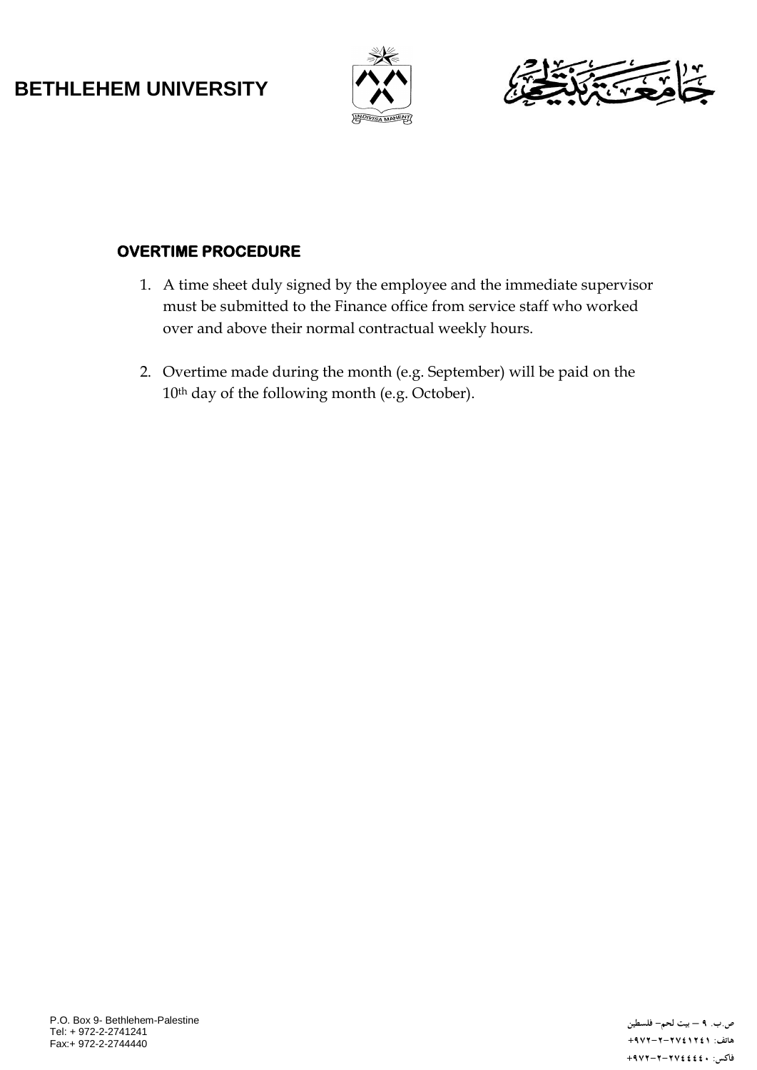## OVERTIME PROCEDURE

1. A time sheet duly signed by the employee and the immediate supervisor must be submitted to the Finance office from service staff who worked over and above their normal contractual weekly hours.

2. Overtime made during the month (e.g. September) will be paid on the 10th day of the following month (e.g. October).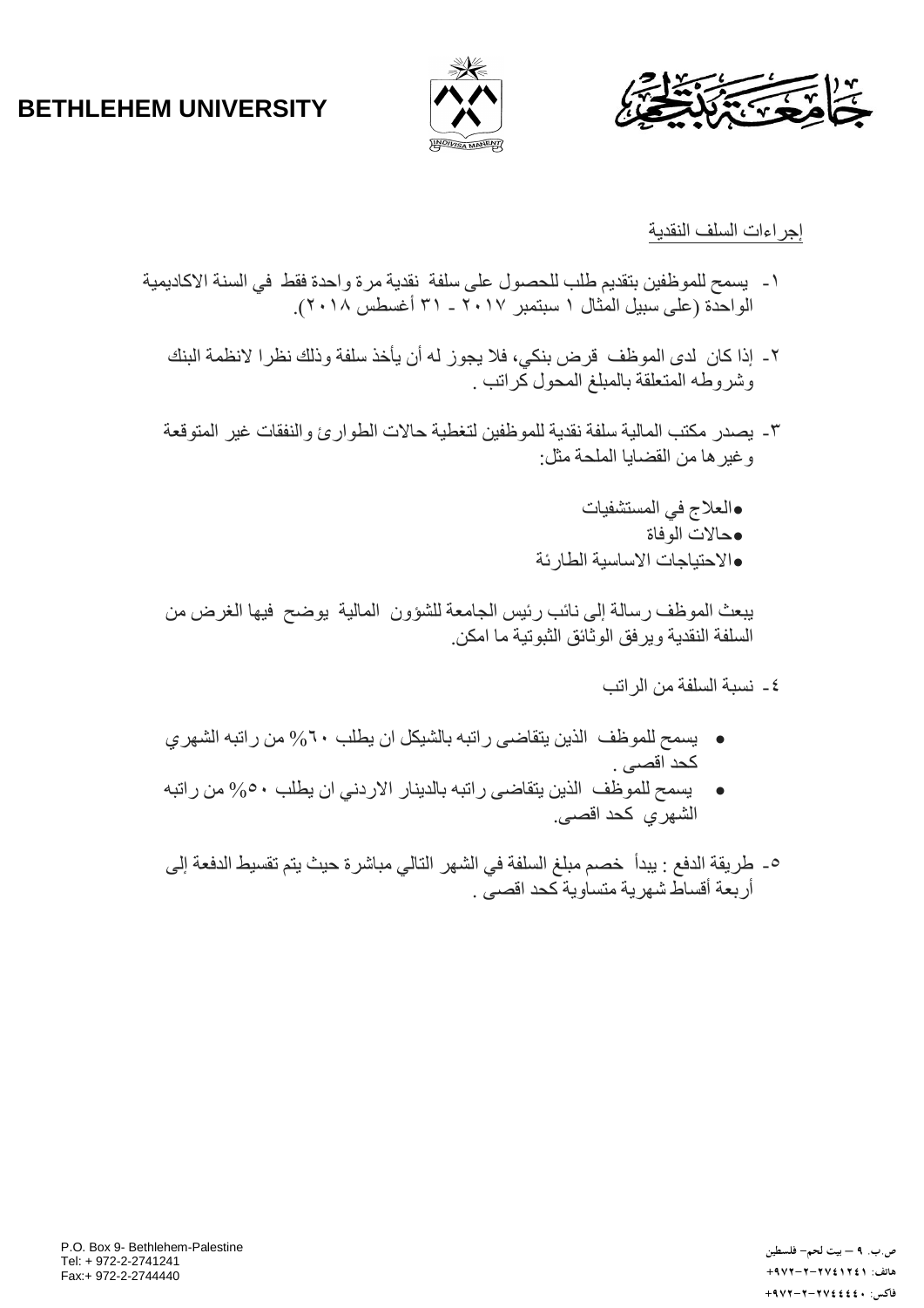إجراءات السلف النقدية

١- يسمح للموظفين بتقديم طلب للحصول على سلفة نقدية مرة واحدة فقط في السنة الاكاديمية الواحدة (على سبيل المثال ١ سبتمبر ٢٠١٧ - ٣١ أغسطس ٢٠١٨).

٢- إذا كان لدى الموظف قرض بنكي، فلا يجوز له أن يأخذ سلفة وذلك نظرا لانظمة البنك وشروطه المتعلقة بالمبلغ المحول كراتب .

٣- يصدر مكتب المالية سلفة نقدية للموظفين لتغطية حالات الطوارئ والنفقات غير المتوقعة وغيرها من القضايا الملحة مثل:

- العلاج في المستشفيات
- حالات الوفاة
- الاحتياجات الاساسية الطارئة

يبعث الموظف رسالة إلى نائب رئيس الجامعة للشؤون المالية يوضح فيها الغرض من السلفة النقدية ويرفق الوثائق الثبوتية ما امكن.

٤- نسبة السلفة من الراتب

- يسمح للموظف الذين يتقاضى راتبه بالشيكل ان يطلب ٦٠% من راتبه الشهري كحد اقصى .
- يسمح للموظف الذين يتقاضى راتبه بالدينار الاردني ان يطلب ٥٠% من راتبه الشهري كحد اقصى.

٥- طريقة الدفع : يبدأ خصم مبلغ السلفة في الشهر التالي مباشرة حيث يتم تقسيط الدفعة إلى أربعة أقساط شهرية متساوية كحد اقصى .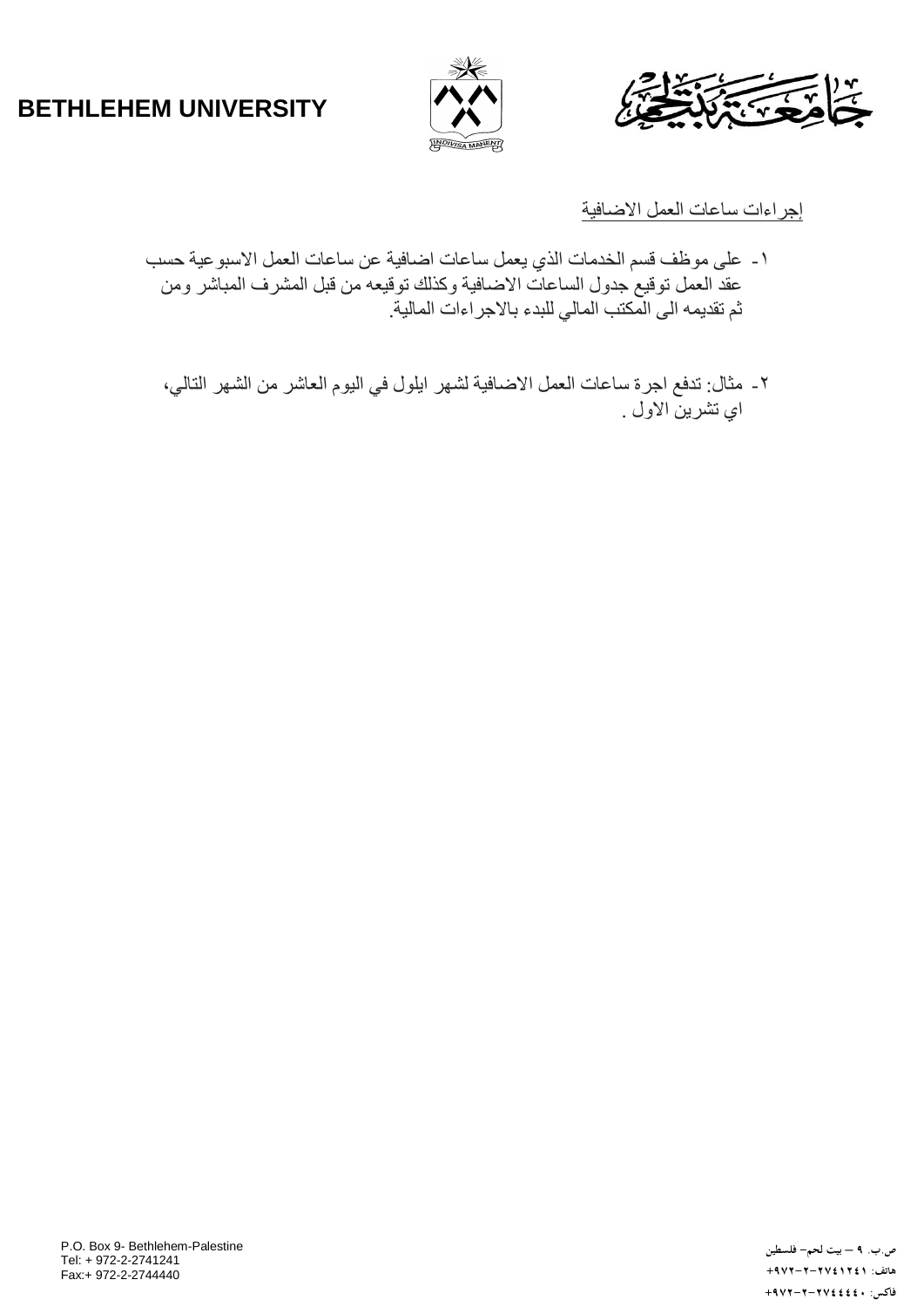**BETHLEHEM UNIVERSITY**

جامعة بيت لحم

INDIVISA MANENT

<u>إجراءات ساعات العمل الاضافية</u>

١- على موظف قسم الخدمات الذي يعمل ساعات اضافية عن ساعات العمل الاسبوعية حسب عقد العمل توقيع جدول الساعات الاضافية وكذلك توقيعه من قبل المشرف المباشر ومن ثم تقديمه الى المكتب المالي للبدء بالاجراءات المالية.

٢- مثال: تدفع اجرة ساعات العمل الاضافية لشهر ايلول في اليوم العاشر من الشهر التالي، اي تشرين الاول .

P.O. Box 9- Bethlehem-Palestine
Tel: + 972-2-2741241
Fax:+ 972-2-2744440

ص.ب. ٩ – بيت لحم– فلسطين
هاتف: ٢٧٤١٢٤١-٢-٩٧٢+
فاكس: ٢٧٤٤٤٤٠-٢-٩٧٢+